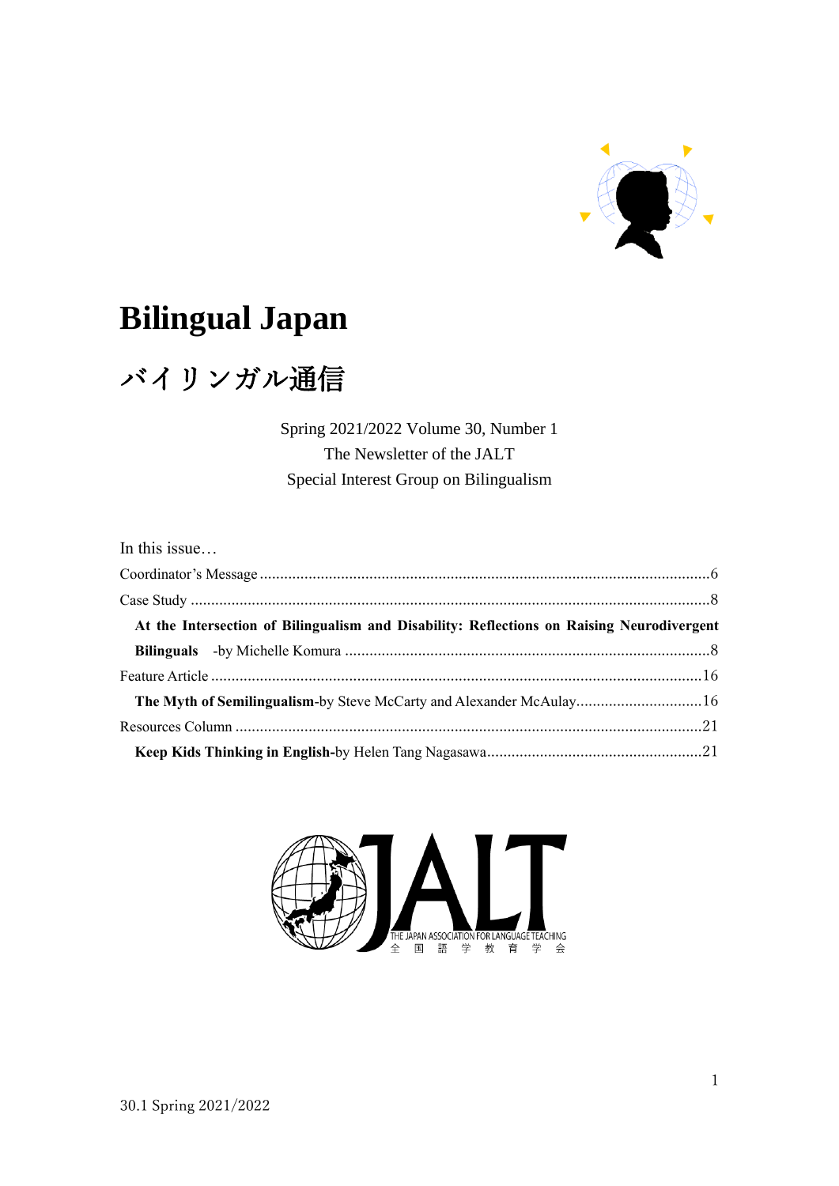# Bilingual Japan

## バイリンガル通信

Spring 2021/2022 Volume 30, Number 1
The Newsletter of the JALT
Special Interest Group on Bilingualism

In this issue…

Coordinator's Message ........................................................................................................6

Case Study ........................................................................................................................8

**At the Intersection of Bilingualism and Disability: Reflections on Raising Neurodivergent Bilinguals** -by Michelle Komura ..........................................................................................8

Feature Article ..................................................................................................................16

**The Myth of Semilingualism**-by Steve McCarty and Alexander McAulay.............................16

Resources Column ............................................................................................................21

**Keep Kids Thinking in English-**by Helen Tang Nagasawa......................................................21

THE JAPAN ASSOCIATION FOR LANGUAGE TEACHING
全 国 語 学 教 育 学 会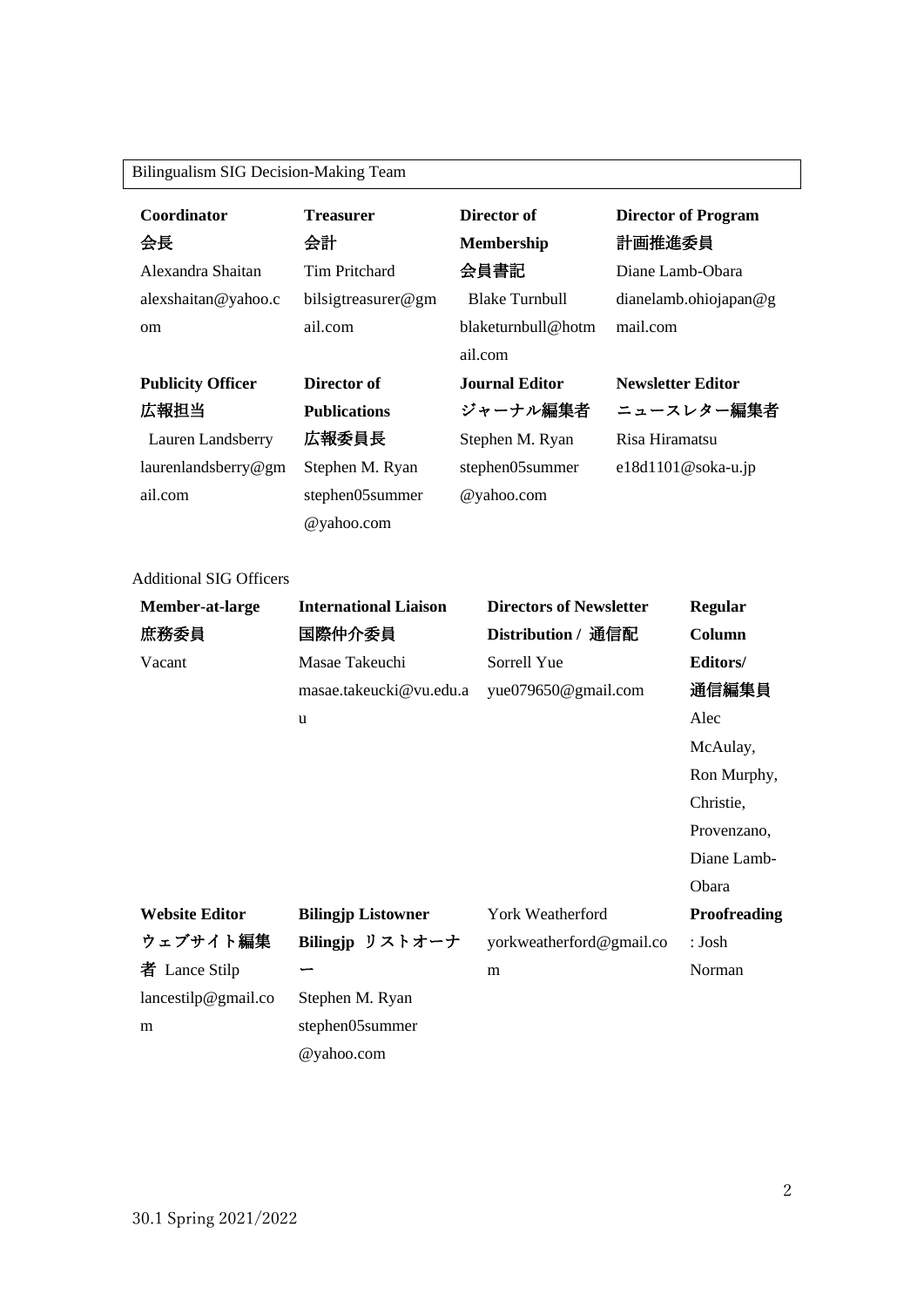Bilingualism SIG Decision-Making Team

| **Coordinator** 会長 | **Treasurer** 会計 | **Director of Membership** 会員書記 | **Director of Program** 計画推進委員 |
|---|---|---|---|
| Alexandra Shaitan alexshaitan@yahoo.com | Tim Pritchard bilsigtreasurer@gmail.com | Blake Turnbull blaketurnbull@hotmail.com | Diane Lamb-Obara dianelamb.ohiojapan@gmail.com |
| **Publicity Officer** 広報担当 | **Director of Publications** 広報委員長 | **Journal Editor** ジャーナル編集者 | **Newsletter Editor** ニュースレター編集者 |
| Lauren Landsberry laurenlandsberry@gmail.com | Stephen M. Ryan stephen05summer@yahoo.com | Stephen M. Ryan stephen05summer@yahoo.com | Risa Hiramatsu e18d1101@soka-u.jp |

Additional SIG Officers

| **Member-at-large** 庶務委員 | **International Liaison** 国際仲介委員 | **Directors of Newsletter Distribution /** 通信配 | **Regular Column Editors/** 通信編集員 |
|---|---|---|---|
| Vacant | Masae Takeuchi masae.takeucki@vu.edu.au | Sorrell Yue yue079650@gmail.com | Alec McAulay, Ron Murphy, Christie, Provenzano, Diane Lamb-Obara |
| **Website Editor** ウェブサイト編集者 Lance Stilp lancestilp@gmail.com | **Bilingjp Listowner** Bilingjp リストオーナー Stephen M. Ryan stephen05summer@yahoo.com | York Weatherford yorkweatherford@gmail.com | **Proofreading**: Josh Norman |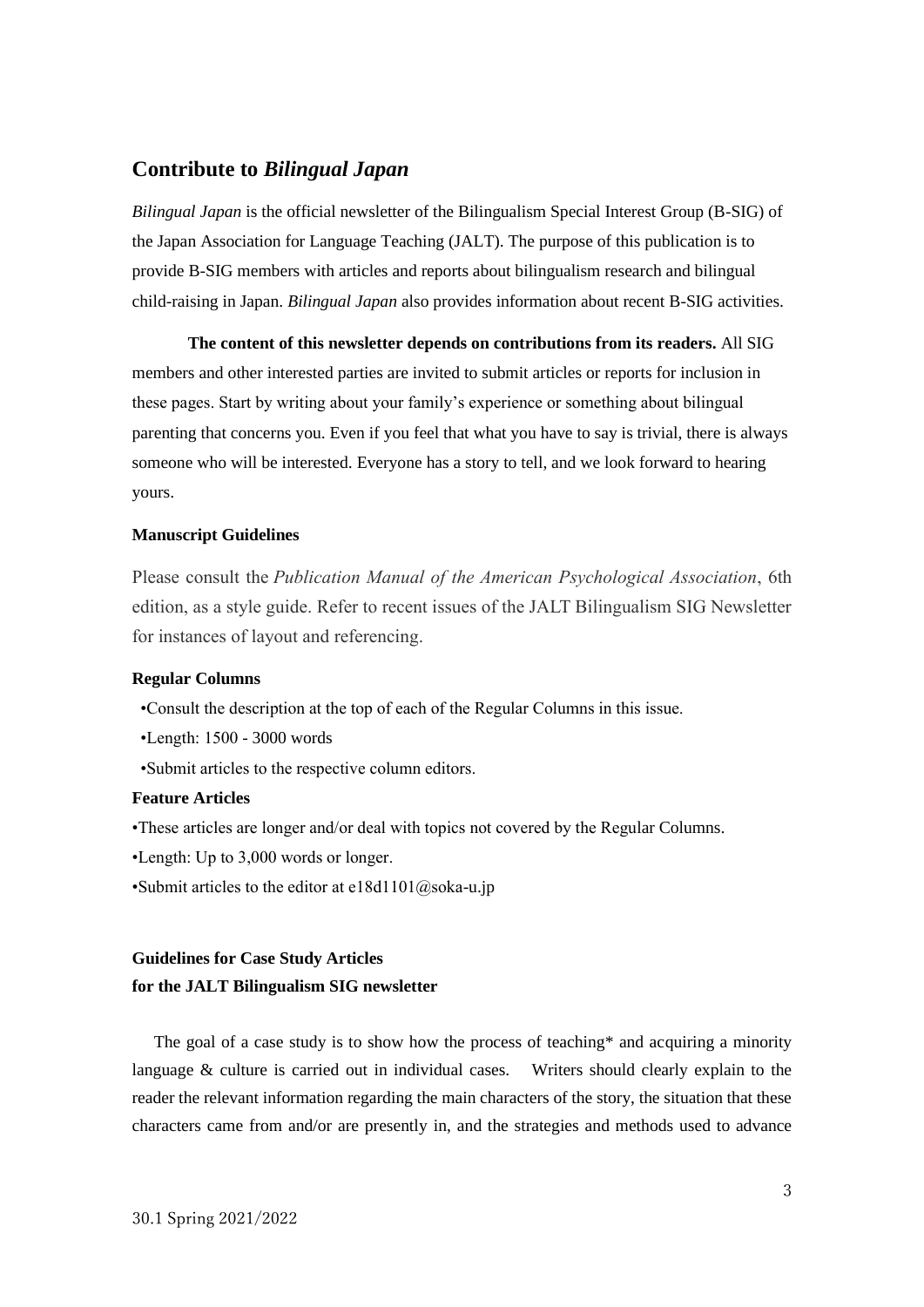## Contribute to *Bilingual Japan*

*Bilingual Japan* is the official newsletter of the Bilingualism Special Interest Group (B-SIG) of the Japan Association for Language Teaching (JALT). The purpose of this publication is to provide B-SIG members with articles and reports about bilingualism research and bilingual child-raising in Japan. *Bilingual Japan* also provides information about recent B-SIG activities.

**The content of this newsletter depends on contributions from its readers.** All SIG members and other interested parties are invited to submit articles or reports for inclusion in these pages. Start by writing about your family's experience or something about bilingual parenting that concerns you. Even if you feel that what you have to say is trivial, there is always someone who will be interested. Everyone has a story to tell, and we look forward to hearing yours.

**Manuscript Guidelines**

Please consult the *Publication Manual of the American Psychological Association*, 6th edition, as a style guide. Refer to recent issues of the JALT Bilingualism SIG Newsletter for instances of layout and referencing.

**Regular Columns**

- Consult the description at the top of each of the Regular Columns in this issue.
- Length: 1500 - 3000 words
- Submit articles to the respective column editors.

**Feature Articles**

- These articles are longer and/or deal with topics not covered by the Regular Columns.
- Length: Up to 3,000 words or longer.
- Submit articles to the editor at e18d1101@soka-u.jp

**Guidelines for Case Study Articles
for the JALT Bilingualism SIG newsletter**

The goal of a case study is to show how the process of teaching* and acquiring a minority language & culture is carried out in individual cases. Writers should clearly explain to the reader the relevant information regarding the main characters of the story, the situation that these characters came from and/or are presently in, and the strategies and methods used to advance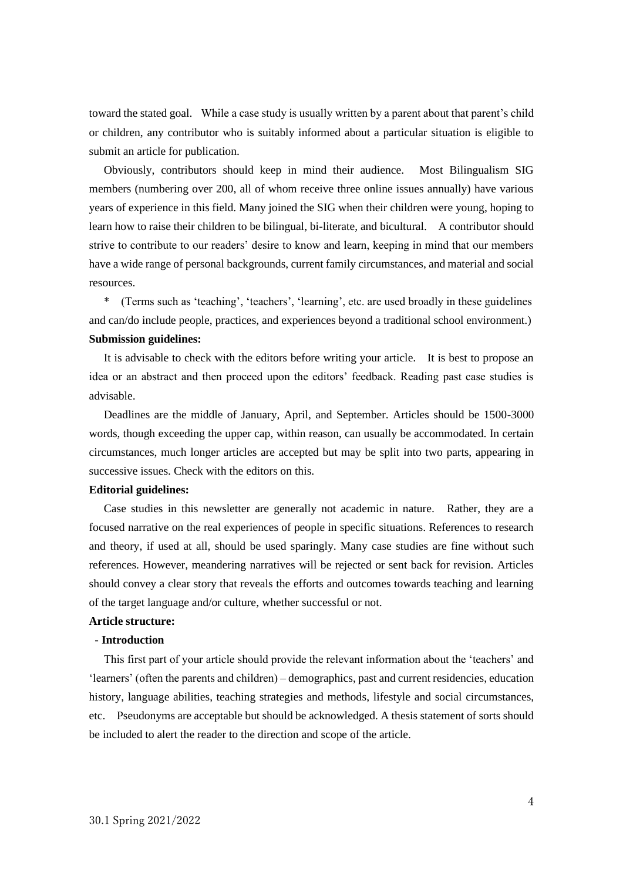toward the stated goal. While a case study is usually written by a parent about that parent's child or children, any contributor who is suitably informed about a particular situation is eligible to submit an article for publication.

Obviously, contributors should keep in mind their audience. Most Bilingualism SIG members (numbering over 200, all of whom receive three online issues annually) have various years of experience in this field. Many joined the SIG when their children were young, hoping to learn how to raise their children to be bilingual, bi-literate, and bicultural. A contributor should strive to contribute to our readers' desire to know and learn, keeping in mind that our members have a wide range of personal backgrounds, current family circumstances, and material and social resources.

\* (Terms such as 'teaching', 'teachers', 'learning', etc. are used broadly in these guidelines and can/do include people, practices, and experiences beyond a traditional school environment.)

**Submission guidelines:**

It is advisable to check with the editors before writing your article. It is best to propose an idea or an abstract and then proceed upon the editors' feedback. Reading past case studies is advisable.

Deadlines are the middle of January, April, and September. Articles should be 1500-3000 words, though exceeding the upper cap, within reason, can usually be accommodated. In certain circumstances, much longer articles are accepted but may be split into two parts, appearing in successive issues. Check with the editors on this.

**Editorial guidelines:**

Case studies in this newsletter are generally not academic in nature. Rather, they are a focused narrative on the real experiences of people in specific situations. References to research and theory, if used at all, should be used sparingly. Many case studies are fine without such references. However, meandering narratives will be rejected or sent back for revision. Articles should convey a clear story that reveals the efforts and outcomes towards teaching and learning of the target language and/or culture, whether successful or not.

**Article structure:**

**- Introduction**

This first part of your article should provide the relevant information about the 'teachers' and 'learners' (often the parents and children) – demographics, past and current residencies, education history, language abilities, teaching strategies and methods, lifestyle and social circumstances, etc. Pseudonyms are acceptable but should be acknowledged. A thesis statement of sorts should be included to alert the reader to the direction and scope of the article.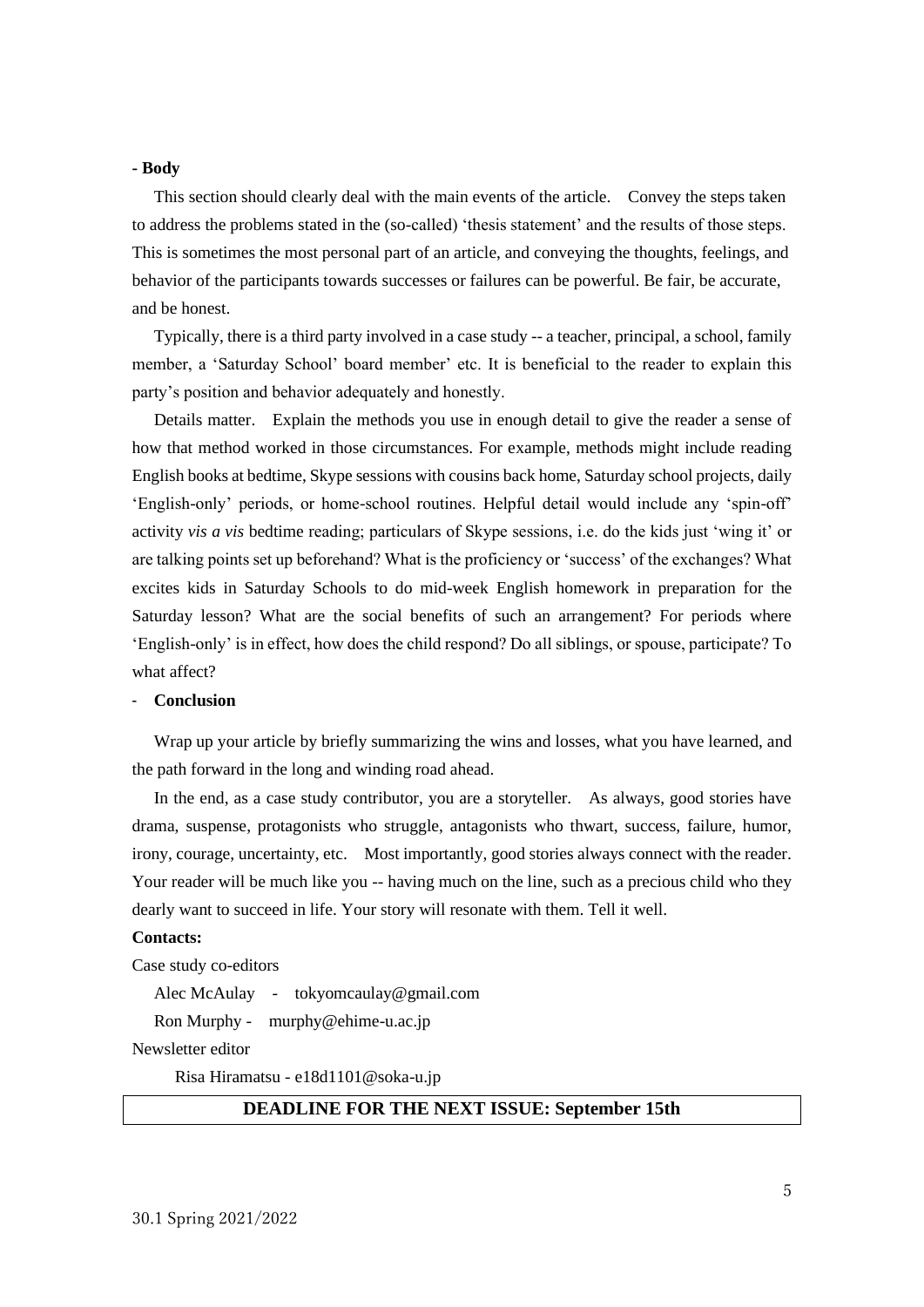**- Body**

This section should clearly deal with the main events of the article. Convey the steps taken to address the problems stated in the (so-called) 'thesis statement' and the results of those steps. This is sometimes the most personal part of an article, and conveying the thoughts, feelings, and behavior of the participants towards successes or failures can be powerful. Be fair, be accurate, and be honest.

Typically, there is a third party involved in a case study -- a teacher, principal, a school, family member, a 'Saturday School' board member' etc. It is beneficial to the reader to explain this party's position and behavior adequately and honestly.

Details matter. Explain the methods you use in enough detail to give the reader a sense of how that method worked in those circumstances. For example, methods might include reading English books at bedtime, Skype sessions with cousins back home, Saturday school projects, daily 'English-only' periods, or home-school routines. Helpful detail would include any 'spin-off' activity *vis a vis* bedtime reading; particulars of Skype sessions, i.e. do the kids just 'wing it' or are talking points set up beforehand? What is the proficiency or 'success' of the exchanges? What excites kids in Saturday Schools to do mid-week English homework in preparation for the Saturday lesson? What are the social benefits of such an arrangement? For periods where 'English-only' is in effect, how does the child respond? Do all siblings, or spouse, participate? To what affect?

- **Conclusion**

Wrap up your article by briefly summarizing the wins and losses, what you have learned, and the path forward in the long and winding road ahead.

In the end, as a case study contributor, you are a storyteller. As always, good stories have drama, suspense, protagonists who struggle, antagonists who thwart, success, failure, humor, irony, courage, uncertainty, etc. Most importantly, good stories always connect with the reader. Your reader will be much like you -- having much on the line, such as a precious child who they dearly want to succeed in life. Your story will resonate with them. Tell it well.

**Contacts:**

Case study co-editors

Alec McAulay - tokyomcaulay@gmail.com

Ron Murphy - murphy@ehime-u.ac.jp

Newsletter editor

Risa Hiramatsu - e18d1101@soka-u.jp

**DEADLINE FOR THE NEXT ISSUE: September 15th**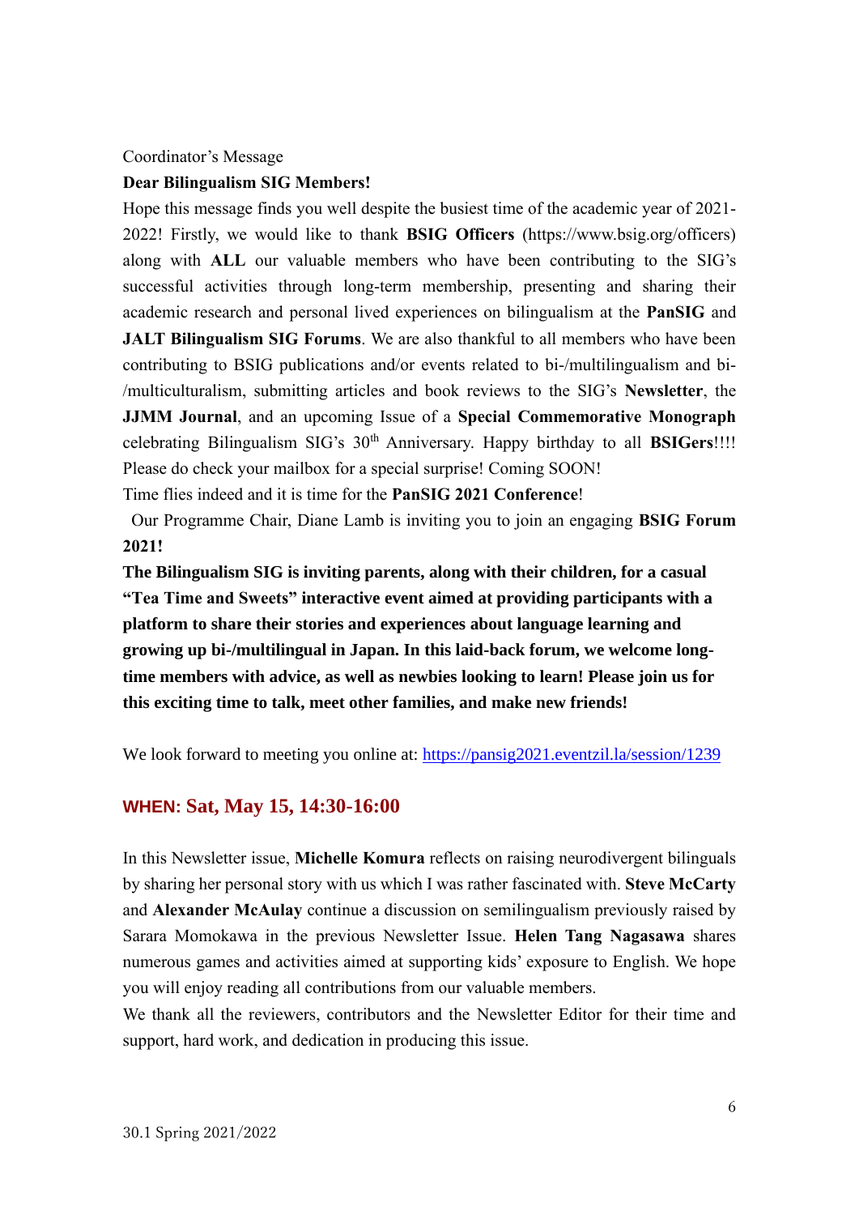Coordinator's Message

**Dear Bilingualism SIG Members!**

Hope this message finds you well despite the busiest time of the academic year of 2021-2022! Firstly, we would like to thank **BSIG Officers** (https://www.bsig.org/officers) along with **ALL** our valuable members who have been contributing to the SIG's successful activities through long-term membership, presenting and sharing their academic research and personal lived experiences on bilingualism at the **PanSIG** and **JALT Bilingualism SIG Forums**. We are also thankful to all members who have been contributing to BSIG publications and/or events related to bi-/multilingualism and bi-/multiculturalism, submitting articles and book reviews to the SIG's **Newsletter**, the **JJMM Journal**, and an upcoming Issue of a **Special Commemorative Monograph** celebrating Bilingualism SIG's 30th Anniversary. Happy birthday to all **BSIGers**!!!! Please do check your mailbox for a special surprise! Coming SOON!

Time flies indeed and it is time for the **PanSIG 2021 Conference**!

Our Programme Chair, Diane Lamb is inviting you to join an engaging **BSIG Forum 2021!**

**The Bilingualism SIG is inviting parents, along with their children, for a casual "Tea Time and Sweets" interactive event aimed at providing participants with a platform to share their stories and experiences about language learning and growing up bi-/multilingual in Japan. In this laid-back forum, we welcome long-time members with advice, as well as newbies looking to learn! Please join us for this exciting time to talk, meet other families, and make new friends!**

We look forward to meeting you online at: https://pansig2021.eventzil.la/session/1239

**WHEN: Sat, May 15, 14:30-16:00**

In this Newsletter issue, **Michelle Komura** reflects on raising neurodivergent bilinguals by sharing her personal story with us which I was rather fascinated with. **Steve McCarty** and **Alexander McAulay** continue a discussion on semilingualism previously raised by Sarara Momokawa in the previous Newsletter Issue. **Helen Tang Nagasawa** shares numerous games and activities aimed at supporting kids' exposure to English. We hope you will enjoy reading all contributions from our valuable members.

We thank all the reviewers, contributors and the Newsletter Editor for their time and support, hard work, and dedication in producing this issue.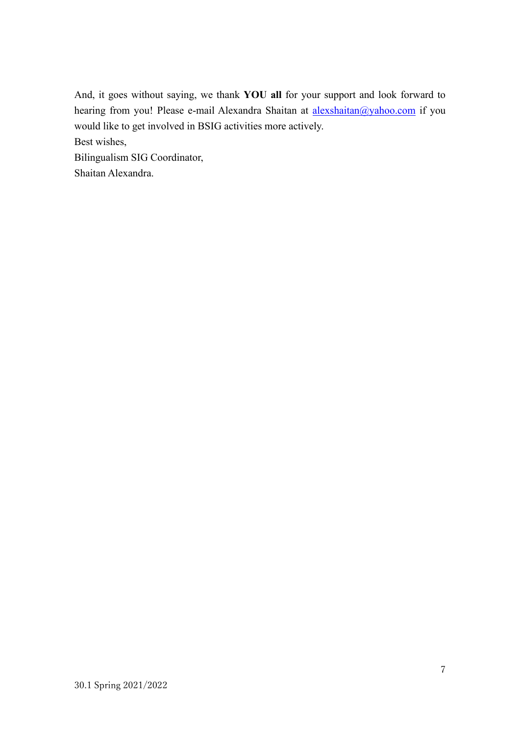And, it goes without saying, we thank **YOU all** for your support and look forward to hearing from you! Please e-mail Alexandra Shaitan at alexshaitan@yahoo.com if you would like to get involved in BSIG activities more actively.

Best wishes,

Bilingualism SIG Coordinator,

Shaitan Alexandra.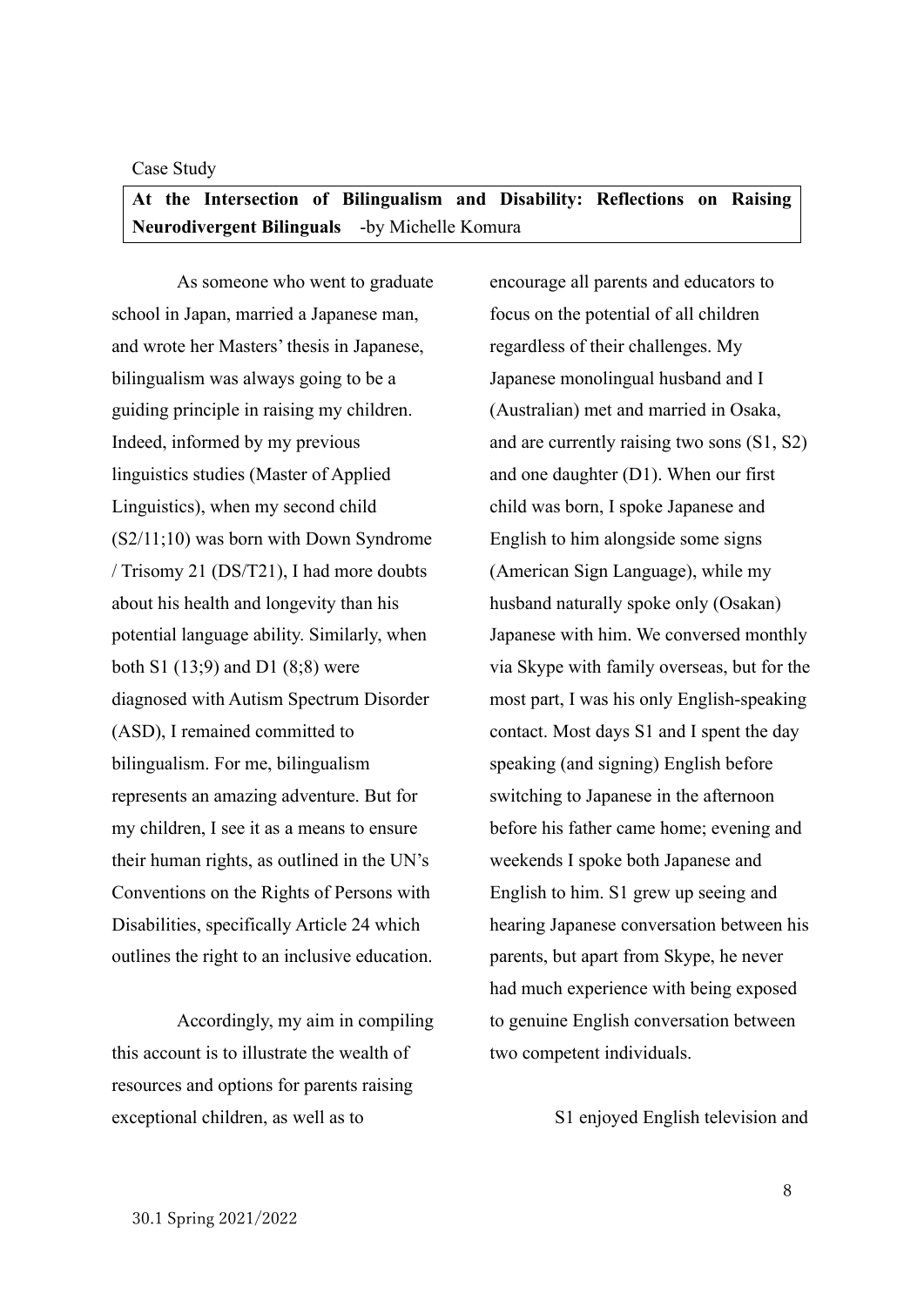Case Study

**At the Intersection of Bilingualism and Disability: Reflections on Raising Neurodivergent Bilinguals** -by Michelle Komura

As someone who went to graduate school in Japan, married a Japanese man, and wrote her Masters' thesis in Japanese, bilingualism was always going to be a guiding principle in raising my children. Indeed, informed by my previous linguistics studies (Master of Applied Linguistics), when my second child (S2/11;10) was born with Down Syndrome / Trisomy 21 (DS/T21), I had more doubts about his health and longevity than his potential language ability. Similarly, when both S1 (13;9) and D1 (8;8) were diagnosed with Autism Spectrum Disorder (ASD), I remained committed to bilingualism. For me, bilingualism represents an amazing adventure. But for my children, I see it as a means to ensure their human rights, as outlined in the UN's Conventions on the Rights of Persons with Disabilities, specifically Article 24 which outlines the right to an inclusive education.

Accordingly, my aim in compiling this account is to illustrate the wealth of resources and options for parents raising exceptional children, as well as to encourage all parents and educators to focus on the potential of all children regardless of their challenges. My Japanese monolingual husband and I (Australian) met and married in Osaka, and are currently raising two sons (S1, S2) and one daughter (D1). When our first child was born, I spoke Japanese and English to him alongside some signs (American Sign Language), while my husband naturally spoke only (Osakan) Japanese with him. We conversed monthly via Skype with family overseas, but for the most part, I was his only English-speaking contact. Most days S1 and I spent the day speaking (and signing) English before switching to Japanese in the afternoon before his father came home; evening and weekends I spoke both Japanese and English to him. S1 grew up seeing and hearing Japanese conversation between his parents, but apart from Skype, he never had much experience with being exposed to genuine English conversation between two competent individuals.

S1 enjoyed English television and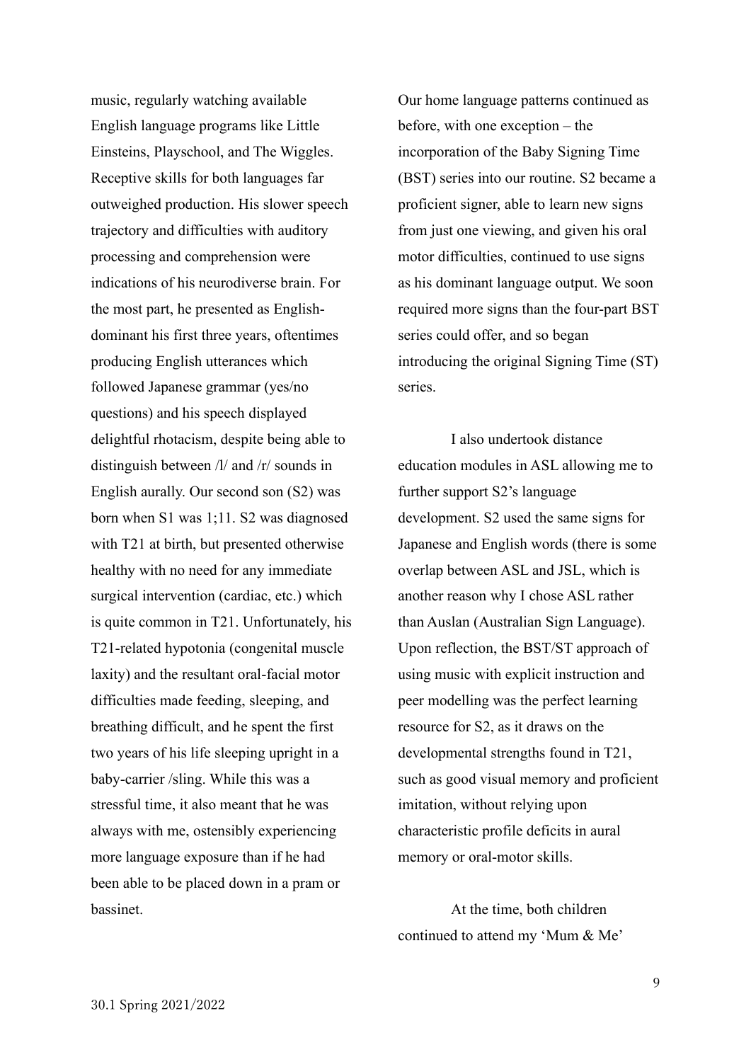music, regularly watching available English language programs like Little Einsteins, Playschool, and The Wiggles. Receptive skills for both languages far outweighed production. His slower speech trajectory and difficulties with auditory processing and comprehension were indications of his neurodiverse brain. For the most part, he presented as English-dominant his first three years, oftentimes producing English utterances which followed Japanese grammar (yes/no questions) and his speech displayed delightful rhotacism, despite being able to distinguish between /l/ and /r/ sounds in English aurally. Our second son (S2) was born when S1 was 1;11. S2 was diagnosed with T21 at birth, but presented otherwise healthy with no need for any immediate surgical intervention (cardiac, etc.) which is quite common in T21. Unfortunately, his T21-related hypotonia (congenital muscle laxity) and the resultant oral-facial motor difficulties made feeding, sleeping, and breathing difficult, and he spent the first two years of his life sleeping upright in a baby-carrier /sling. While this was a stressful time, it also meant that he was always with me, ostensibly experiencing more language exposure than if he had been able to be placed down in a pram or bassinet.

Our home language patterns continued as before, with one exception – the incorporation of the Baby Signing Time (BST) series into our routine. S2 became a proficient signer, able to learn new signs from just one viewing, and given his oral motor difficulties, continued to use signs as his dominant language output. We soon required more signs than the four-part BST series could offer, and so began introducing the original Signing Time (ST) series.

I also undertook distance education modules in ASL allowing me to further support S2's language development. S2 used the same signs for Japanese and English words (there is some overlap between ASL and JSL, which is another reason why I chose ASL rather than Auslan (Australian Sign Language). Upon reflection, the BST/ST approach of using music with explicit instruction and peer modelling was the perfect learning resource for S2, as it draws on the developmental strengths found in T21, such as good visual memory and proficient imitation, without relying upon characteristic profile deficits in aural memory or oral-motor skills.

At the time, both children continued to attend my 'Mum & Me'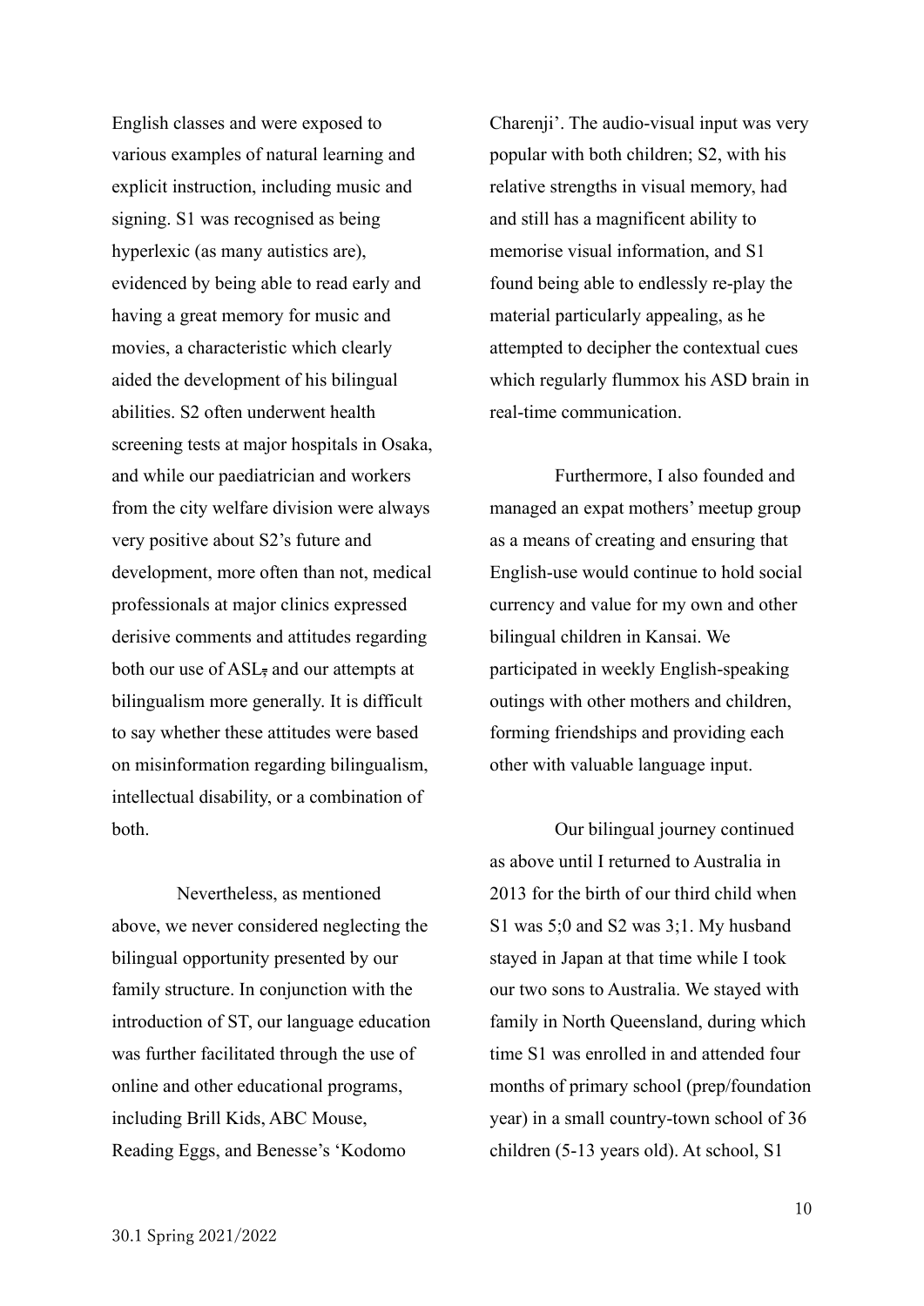English classes and were exposed to various examples of natural learning and explicit instruction, including music and signing. S1 was recognised as being hyperlexic (as many autistics are), evidenced by being able to read early and having a great memory for music and movies, a characteristic which clearly aided the development of his bilingual abilities. S2 often underwent health screening tests at major hospitals in Osaka, and while our paediatrician and workers from the city welfare division were always very positive about S2's future and development, more often than not, medical professionals at major clinics expressed derisive comments and attitudes regarding both our use of ASL, and our attempts at bilingualism more generally. It is difficult to say whether these attitudes were based on misinformation regarding bilingualism, intellectual disability, or a combination of both.

Nevertheless, as mentioned above, we never considered neglecting the bilingual opportunity presented by our family structure. In conjunction with the introduction of ST, our language education was further facilitated through the use of online and other educational programs, including Brill Kids, ABC Mouse, Reading Eggs, and Benesse's 'Kodomo Charenji'. The audio-visual input was very popular with both children; S2, with his relative strengths in visual memory, had and still has a magnificent ability to memorise visual information, and S1 found being able to endlessly re-play the material particularly appealing, as he attempted to decipher the contextual cues which regularly flummox his ASD brain in real-time communication.

Furthermore, I also founded and managed an expat mothers' meetup group as a means of creating and ensuring that English-use would continue to hold social currency and value for my own and other bilingual children in Kansai. We participated in weekly English-speaking outings with other mothers and children, forming friendships and providing each other with valuable language input.

Our bilingual journey continued as above until I returned to Australia in 2013 for the birth of our third child when S1 was 5;0 and S2 was 3;1. My husband stayed in Japan at that time while I took our two sons to Australia. We stayed with family in North Queensland, during which time S1 was enrolled in and attended four months of primary school (prep/foundation year) in a small country-town school of 36 children (5-13 years old). At school, S1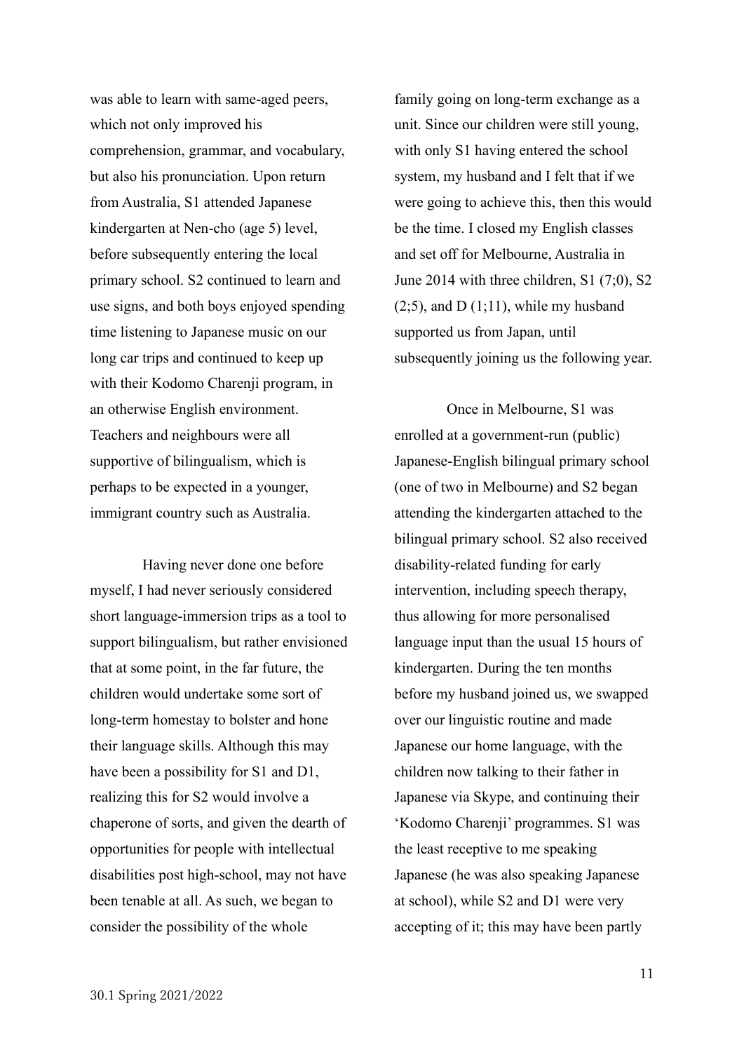was able to learn with same-aged peers, which not only improved his comprehension, grammar, and vocabulary, but also his pronunciation. Upon return from Australia, S1 attended Japanese kindergarten at Nen-cho (age 5) level, before subsequently entering the local primary school. S2 continued to learn and use signs, and both boys enjoyed spending time listening to Japanese music on our long car trips and continued to keep up with their Kodomo Charenji program, in an otherwise English environment. Teachers and neighbours were all supportive of bilingualism, which is perhaps to be expected in a younger, immigrant country such as Australia.

Having never done one before myself, I had never seriously considered short language-immersion trips as a tool to support bilingualism, but rather envisioned that at some point, in the far future, the children would undertake some sort of long-term homestay to bolster and hone their language skills. Although this may have been a possibility for S1 and D1, realizing this for S2 would involve a chaperone of sorts, and given the dearth of opportunities for people with intellectual disabilities post high-school, may not have been tenable at all. As such, we began to consider the possibility of the whole family going on long-term exchange as a unit. Since our children were still young, with only S1 having entered the school system, my husband and I felt that if we were going to achieve this, then this would be the time. I closed my English classes and set off for Melbourne, Australia in June 2014 with three children, S1 (7;0), S2 (2;5), and D (1;11), while my husband supported us from Japan, until subsequently joining us the following year.

Once in Melbourne, S1 was enrolled at a government-run (public) Japanese-English bilingual primary school (one of two in Melbourne) and S2 began attending the kindergarten attached to the bilingual primary school. S2 also received disability-related funding for early intervention, including speech therapy, thus allowing for more personalised language input than the usual 15 hours of kindergarten. During the ten months before my husband joined us, we swapped over our linguistic routine and made Japanese our home language, with the children now talking to their father in Japanese via Skype, and continuing their 'Kodomo Charenji' programmes. S1 was the least receptive to me speaking Japanese (he was also speaking Japanese at school), while S2 and D1 were very accepting of it; this may have been partly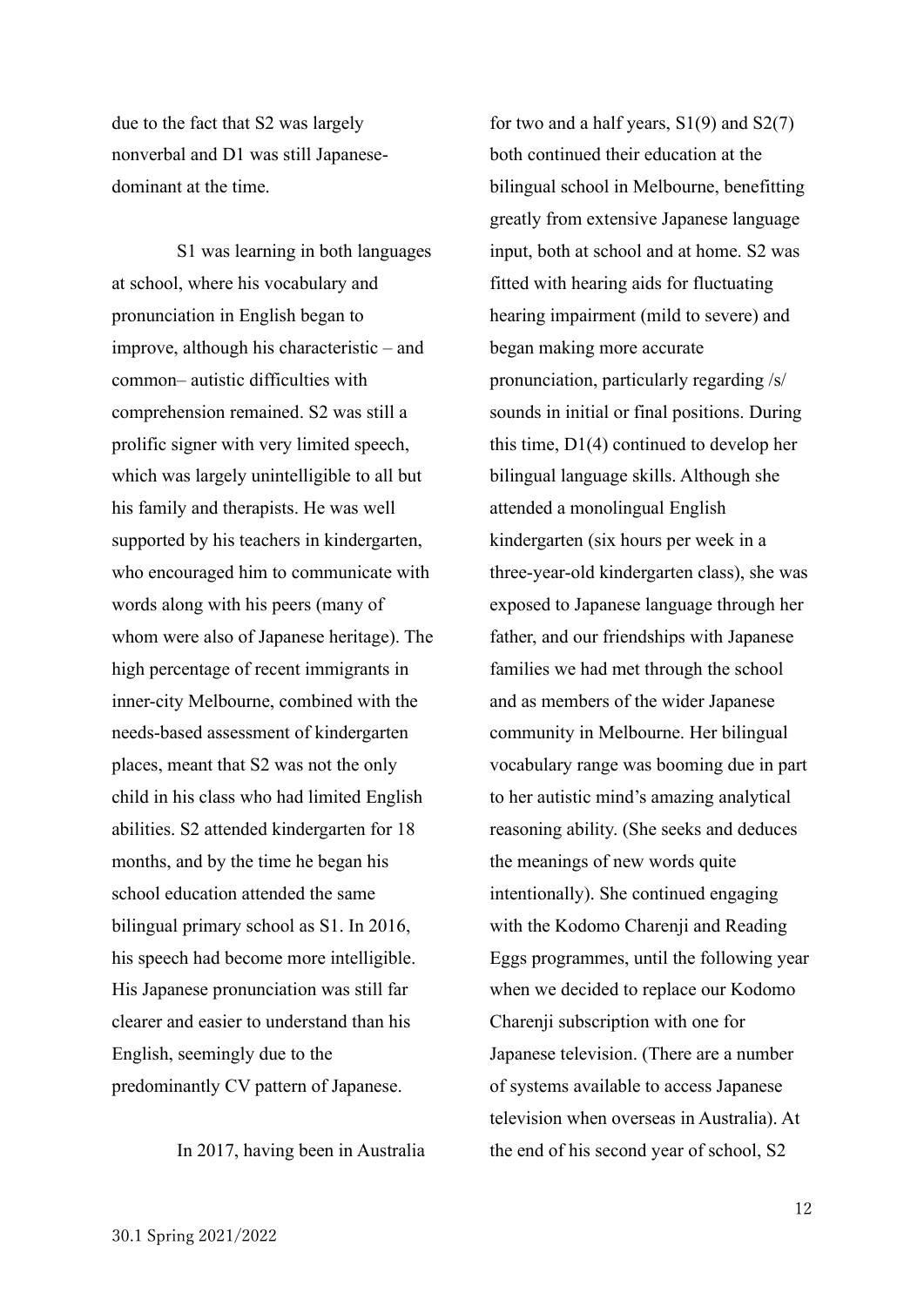due to the fact that S2 was largely nonverbal and D1 was still Japanese-dominant at the time.

S1 was learning in both languages at school, where his vocabulary and pronunciation in English began to improve, although his characteristic – and common– autistic difficulties with comprehension remained. S2 was still a prolific signer with very limited speech, which was largely unintelligible to all but his family and therapists. He was well supported by his teachers in kindergarten, who encouraged him to communicate with words along with his peers (many of whom were also of Japanese heritage). The high percentage of recent immigrants in inner-city Melbourne, combined with the needs-based assessment of kindergarten places, meant that S2 was not the only child in his class who had limited English abilities. S2 attended kindergarten for 18 months, and by the time he began his school education attended the same bilingual primary school as S1. In 2016, his speech had become more intelligible. His Japanese pronunciation was still far clearer and easier to understand than his English, seemingly due to the predominantly CV pattern of Japanese.

In 2017, having been in Australia for two and a half years, S1(9) and S2(7) both continued their education at the bilingual school in Melbourne, benefitting greatly from extensive Japanese language input, both at school and at home. S2 was fitted with hearing aids for fluctuating hearing impairment (mild to severe) and began making more accurate pronunciation, particularly regarding /s/ sounds in initial or final positions. During this time, D1(4) continued to develop her bilingual language skills. Although she attended a monolingual English kindergarten (six hours per week in a three-year-old kindergarten class), she was exposed to Japanese language through her father, and our friendships with Japanese families we had met through the school and as members of the wider Japanese community in Melbourne. Her bilingual vocabulary range was booming due in part to her autistic mind's amazing analytical reasoning ability. (She seeks and deduces the meanings of new words quite intentionally). She continued engaging with the Kodomo Charenji and Reading Eggs programmes, until the following year when we decided to replace our Kodomo Charenji subscription with one for Japanese television. (There are a number of systems available to access Japanese television when overseas in Australia). At the end of his second year of school, S2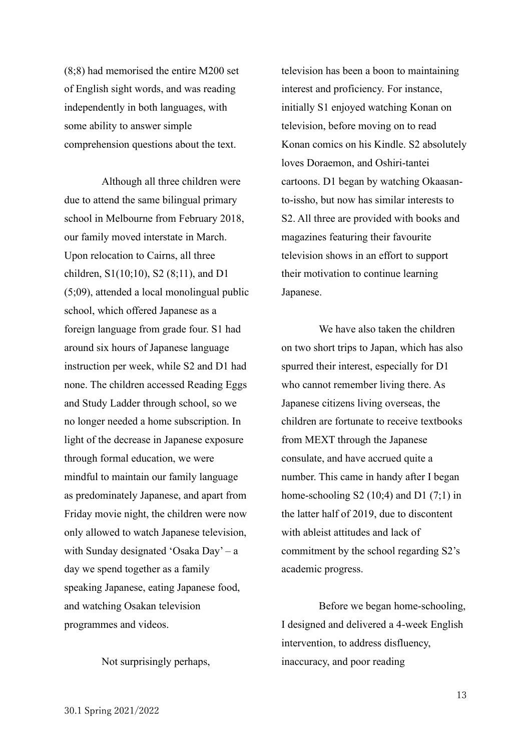(8;8) had memorised the entire M200 set of English sight words, and was reading independently in both languages, with some ability to answer simple comprehension questions about the text.

Although all three children were due to attend the same bilingual primary school in Melbourne from February 2018, our family moved interstate in March. Upon relocation to Cairns, all three children, S1(10;10), S2 (8;11), and D1 (5;09), attended a local monolingual public school, which offered Japanese as a foreign language from grade four. S1 had around six hours of Japanese language instruction per week, while S2 and D1 had none. The children accessed Reading Eggs and Study Ladder through school, so we no longer needed a home subscription. In light of the decrease in Japanese exposure through formal education, we were mindful to maintain our family language as predominately Japanese, and apart from Friday movie night, the children were now only allowed to watch Japanese television, with Sunday designated 'Osaka Day' – a day we spend together as a family speaking Japanese, eating Japanese food, and watching Osakan television programmes and videos.

Not surprisingly perhaps, television has been a boon to maintaining interest and proficiency. For instance, initially S1 enjoyed watching Konan on television, before moving on to read Konan comics on his Kindle. S2 absolutely loves Doraemon, and Oshiri-tantei cartoons. D1 began by watching Okaasan-to-issho, but now has similar interests to S2. All three are provided with books and magazines featuring their favourite television shows in an effort to support their motivation to continue learning Japanese.

We have also taken the children on two short trips to Japan, which has also spurred their interest, especially for D1 who cannot remember living there. As Japanese citizens living overseas, the children are fortunate to receive textbooks from MEXT through the Japanese consulate, and have accrued quite a number. This came in handy after I began home-schooling S2 (10;4) and D1 (7;1) in the latter half of 2019, due to discontent with ableist attitudes and lack of commitment by the school regarding S2's academic progress.

Before we began home-schooling, I designed and delivered a 4-week English intervention, to address disfluency, inaccuracy, and poor reading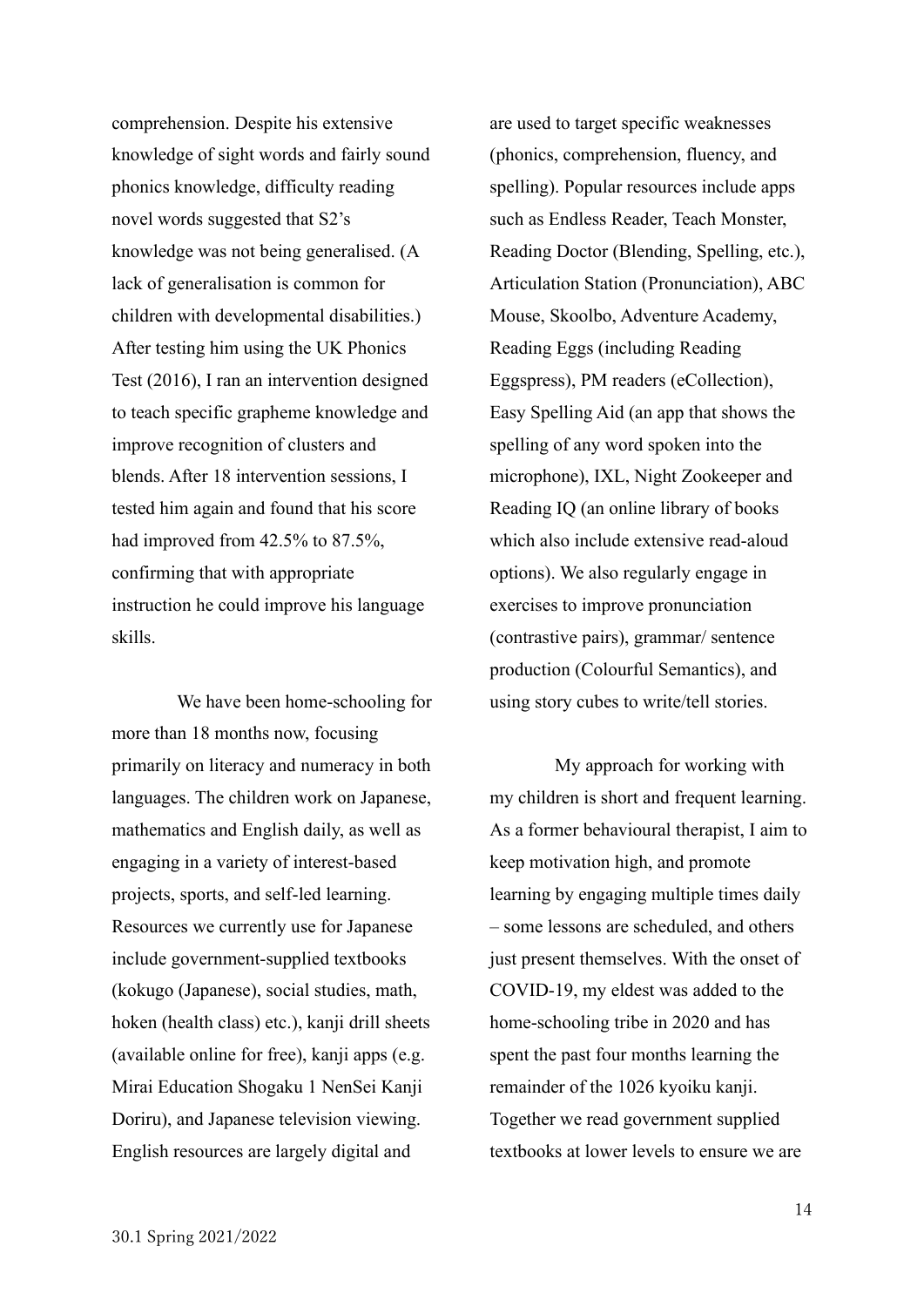comprehension. Despite his extensive knowledge of sight words and fairly sound phonics knowledge, difficulty reading novel words suggested that S2's knowledge was not being generalised. (A lack of generalisation is common for children with developmental disabilities.) After testing him using the UK Phonics Test (2016), I ran an intervention designed to teach specific grapheme knowledge and improve recognition of clusters and blends. After 18 intervention sessions, I tested him again and found that his score had improved from 42.5% to 87.5%, confirming that with appropriate instruction he could improve his language skills.

We have been home-schooling for more than 18 months now, focusing primarily on literacy and numeracy in both languages. The children work on Japanese, mathematics and English daily, as well as engaging in a variety of interest-based projects, sports, and self-led learning. Resources we currently use for Japanese include government-supplied textbooks (kokugo (Japanese), social studies, math, hoken (health class) etc.), kanji drill sheets (available online for free), kanji apps (e.g. Mirai Education Shogaku 1 NenSei Kanji Doriru), and Japanese television viewing. English resources are largely digital and are used to target specific weaknesses (phonics, comprehension, fluency, and spelling). Popular resources include apps such as Endless Reader, Teach Monster, Reading Doctor (Blending, Spelling, etc.), Articulation Station (Pronunciation), ABC Mouse, Skoolbo, Adventure Academy, Reading Eggs (including Reading Eggspress), PM readers (eCollection), Easy Spelling Aid (an app that shows the spelling of any word spoken into the microphone), IXL, Night Zookeeper and Reading IQ (an online library of books which also include extensive read-aloud options). We also regularly engage in exercises to improve pronunciation (contrastive pairs), grammar/ sentence production (Colourful Semantics), and using story cubes to write/tell stories.

My approach for working with my children is short and frequent learning. As a former behavioural therapist, I aim to keep motivation high, and promote learning by engaging multiple times daily – some lessons are scheduled, and others just present themselves. With the onset of COVID-19, my eldest was added to the home-schooling tribe in 2020 and has spent the past four months learning the remainder of the 1026 kyoiku kanji. Together we read government supplied textbooks at lower levels to ensure we are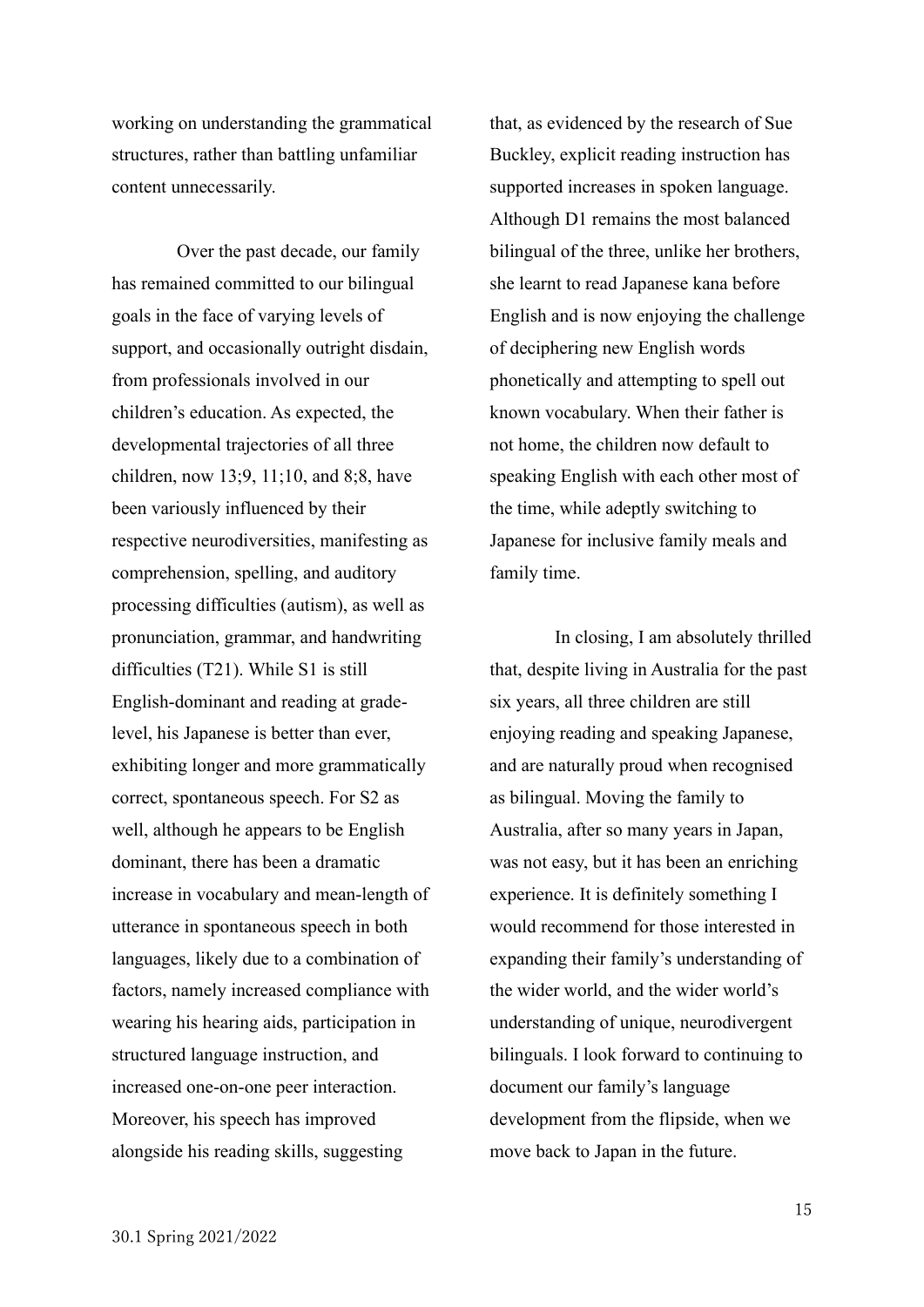working on understanding the grammatical structures, rather than battling unfamiliar content unnecessarily.

Over the past decade, our family has remained committed to our bilingual goals in the face of varying levels of support, and occasionally outright disdain, from professionals involved in our children's education. As expected, the developmental trajectories of all three children, now 13;9, 11;10, and 8;8, have been variously influenced by their respective neurodiversities, manifesting as comprehension, spelling, and auditory processing difficulties (autism), as well as pronunciation, grammar, and handwriting difficulties (T21). While S1 is still English-dominant and reading at grade-level, his Japanese is better than ever, exhibiting longer and more grammatically correct, spontaneous speech. For S2 as well, although he appears to be English dominant, there has been a dramatic increase in vocabulary and mean-length of utterance in spontaneous speech in both languages, likely due to a combination of factors, namely increased compliance with wearing his hearing aids, participation in structured language instruction, and increased one-on-one peer interaction. Moreover, his speech has improved alongside his reading skills, suggesting that, as evidenced by the research of Sue Buckley, explicit reading instruction has supported increases in spoken language. Although D1 remains the most balanced bilingual of the three, unlike her brothers, she learnt to read Japanese kana before English and is now enjoying the challenge of deciphering new English words phonetically and attempting to spell out known vocabulary. When their father is not home, the children now default to speaking English with each other most of the time, while adeptly switching to Japanese for inclusive family meals and family time.

In closing, I am absolutely thrilled that, despite living in Australia for the past six years, all three children are still enjoying reading and speaking Japanese, and are naturally proud when recognised as bilingual. Moving the family to Australia, after so many years in Japan, was not easy, but it has been an enriching experience. It is definitely something I would recommend for those interested in expanding their family's understanding of the wider world, and the wider world's understanding of unique, neurodivergent bilinguals. I look forward to continuing to document our family's language development from the flipside, when we move back to Japan in the future.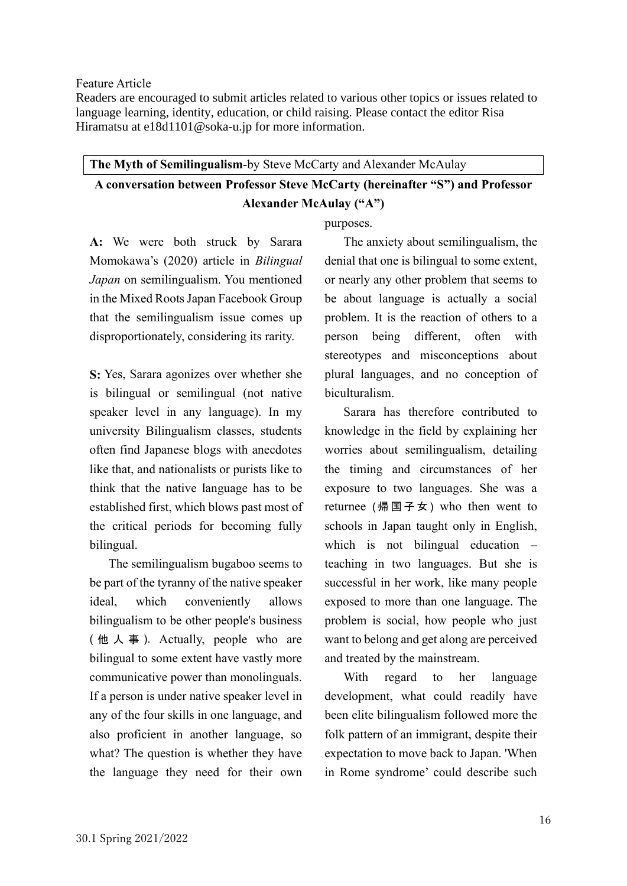Feature Article

Readers are encouraged to submit articles related to various other topics or issues related to language learning, identity, education, or child raising. Please contact the editor Risa Hiramatsu at e18d1101@soka-u.jp for more information.

**The Myth of Semilingualism**-by Steve McCarty and Alexander McAulay

**A conversation between Professor Steve McCarty (hereinafter "S") and Professor Alexander McAulay ("A")**

**A:** We were both struck by Sarara Momokawa's (2020) article in *Bilingual Japan* on semilingualism. You mentioned in the Mixed Roots Japan Facebook Group that the semilingualism issue comes up disproportionately, considering its rarity.

**S:** Yes, Sarara agonizes over whether she is bilingual or semilingual (not native speaker level in any language). In my university Bilingualism classes, students often find Japanese blogs with anecdotes like that, and nationalists or purists like to think that the native language has to be established first, which blows past most of the critical periods for becoming fully bilingual.

The semilingualism bugaboo seems to be part of the tyranny of the native speaker ideal, which conveniently allows bilingualism to be other people's business (他人事). Actually, people who are bilingual to some extent have vastly more communicative power than monolinguals. If a person is under native speaker level in any of the four skills in one language, and also proficient in another language, so what? The question is whether they have the language they need for their own purposes.

The anxiety about semilingualism, the denial that one is bilingual to some extent, or nearly any other problem that seems to be about language is actually a social problem. It is the reaction of others to a person being different, often with stereotypes and misconceptions about plural languages, and no conception of biculturalism.

Sarara has therefore contributed to knowledge in the field by explaining her worries about semilingualism, detailing the timing and circumstances of her exposure to two languages. She was a returnee (帰国子女) who then went to schools in Japan taught only in English, which is not bilingual education – teaching in two languages. But she is successful in her work, like many people exposed to more than one language. The problem is social, how people who just want to belong and get along are perceived and treated by the mainstream.

With regard to her language development, what could readily have been elite bilingualism followed more the folk pattern of an immigrant, despite their expectation to move back to Japan. 'When in Rome syndrome' could describe such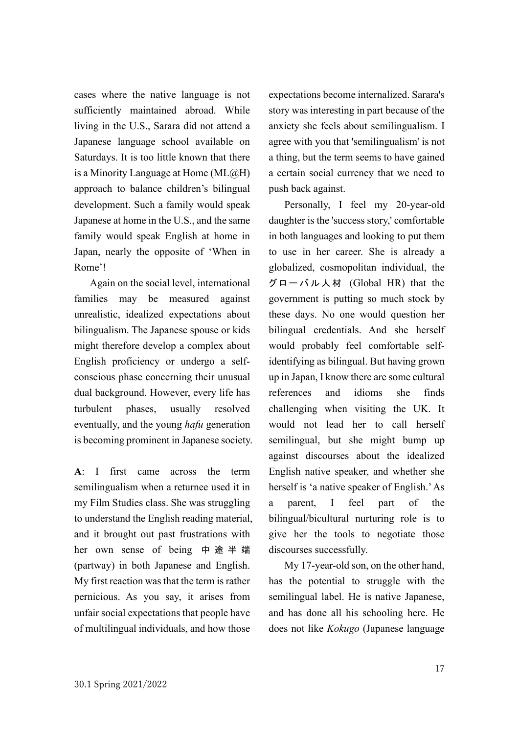cases where the native language is not sufficiently maintained abroad. While living in the U.S., Sarara did not attend a Japanese language school available on Saturdays. It is too little known that there is a Minority Language at Home (ML@H) approach to balance children's bilingual development. Such a family would speak Japanese at home in the U.S., and the same family would speak English at home in Japan, nearly the opposite of 'When in Rome'!

Again on the social level, international families may be measured against unrealistic, idealized expectations about bilingualism. The Japanese spouse or kids might therefore develop a complex about English proficiency or undergo a self-conscious phase concerning their unusual dual background. However, every life has turbulent phases, usually resolved eventually, and the young *hafu* generation is becoming prominent in Japanese society.

**A**: I first came across the term semilingualism when a returnee used it in my Film Studies class. She was struggling to understand the English reading material, and it brought out past frustrations with her own sense of being 中途半端 (partway) in both Japanese and English. My first reaction was that the term is rather pernicious. As you say, it arises from unfair social expectations that people have of multilingual individuals, and how those expectations become internalized. Sarara's story was interesting in part because of the anxiety she feels about semilingualism. I agree with you that 'semilingualism' is not a thing, but the term seems to have gained a certain social currency that we need to push back against.

Personally, I feel my 20-year-old daughter is the 'success story,' comfortable in both languages and looking to put them to use in her career. She is already a globalized, cosmopolitan individual, the グローバル人材 (Global HR) that the government is putting so much stock by these days. No one would question her bilingual credentials. And she herself would probably feel comfortable self-identifying as bilingual. But having grown up in Japan, I know there are some cultural references and idioms she finds challenging when visiting the UK. It would not lead her to call herself semilingual, but she might bump up against discourses about the idealized English native speaker, and whether she herself is 'a native speaker of English.' As a parent, I feel part of the bilingual/bicultural nurturing role is to give her the tools to negotiate those discourses successfully.

My 17-year-old son, on the other hand, has the potential to struggle with the semilingual label. He is native Japanese, and has done all his schooling here. He does not like *Kokugo* (Japanese language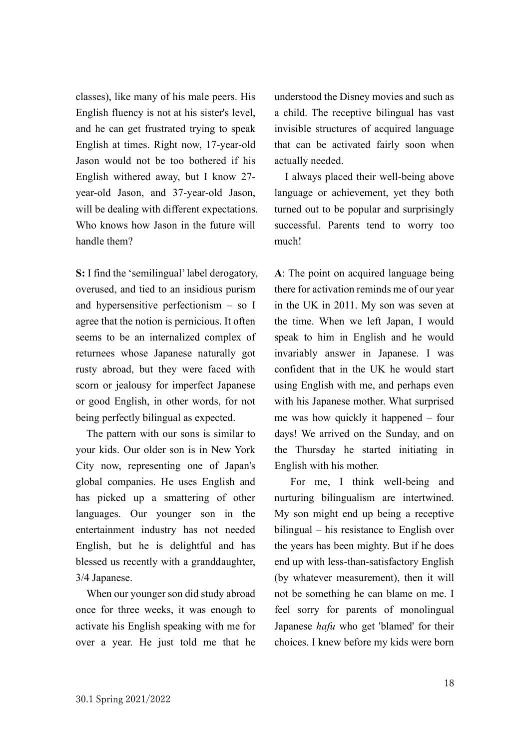classes), like many of his male peers. His English fluency is not at his sister's level, and he can get frustrated trying to speak English at times. Right now, 17-year-old Jason would not be too bothered if his English withered away, but I know 27-year-old Jason, and 37-year-old Jason, will be dealing with different expectations. Who knows how Jason in the future will handle them?

**S:** I find the 'semilingual' label derogatory, overused, and tied to an insidious purism and hypersensitive perfectionism – so I agree that the notion is pernicious. It often seems to be an internalized complex of returnees whose Japanese naturally got rusty abroad, but they were faced with scorn or jealousy for imperfect Japanese or good English, in other words, for not being perfectly bilingual as expected.

The pattern with our sons is similar to your kids. Our older son is in New York City now, representing one of Japan's global companies. He uses English and has picked up a smattering of other languages. Our younger son in the entertainment industry has not needed English, but he is delightful and has blessed us recently with a granddaughter, 3/4 Japanese.

When our younger son did study abroad once for three weeks, it was enough to activate his English speaking with me for over a year. He just told me that he understood the Disney movies and such as a child. The receptive bilingual has vast invisible structures of acquired language that can be activated fairly soon when actually needed.

I always placed their well-being above language or achievement, yet they both turned out to be popular and surprisingly successful. Parents tend to worry too much!

**A**: The point on acquired language being there for activation reminds me of our year in the UK in 2011. My son was seven at the time. When we left Japan, I would speak to him in English and he would invariably answer in Japanese. I was confident that in the UK he would start using English with me, and perhaps even with his Japanese mother. What surprised me was how quickly it happened – four days! We arrived on the Sunday, and on the Thursday he started initiating in English with his mother.

For me, I think well-being and nurturing bilingualism are intertwined. My son might end up being a receptive bilingual – his resistance to English over the years has been mighty. But if he does end up with less-than-satisfactory English (by whatever measurement), then it will not be something he can blame on me. I feel sorry for parents of monolingual Japanese *hafu* who get 'blamed' for their choices. I knew before my kids were born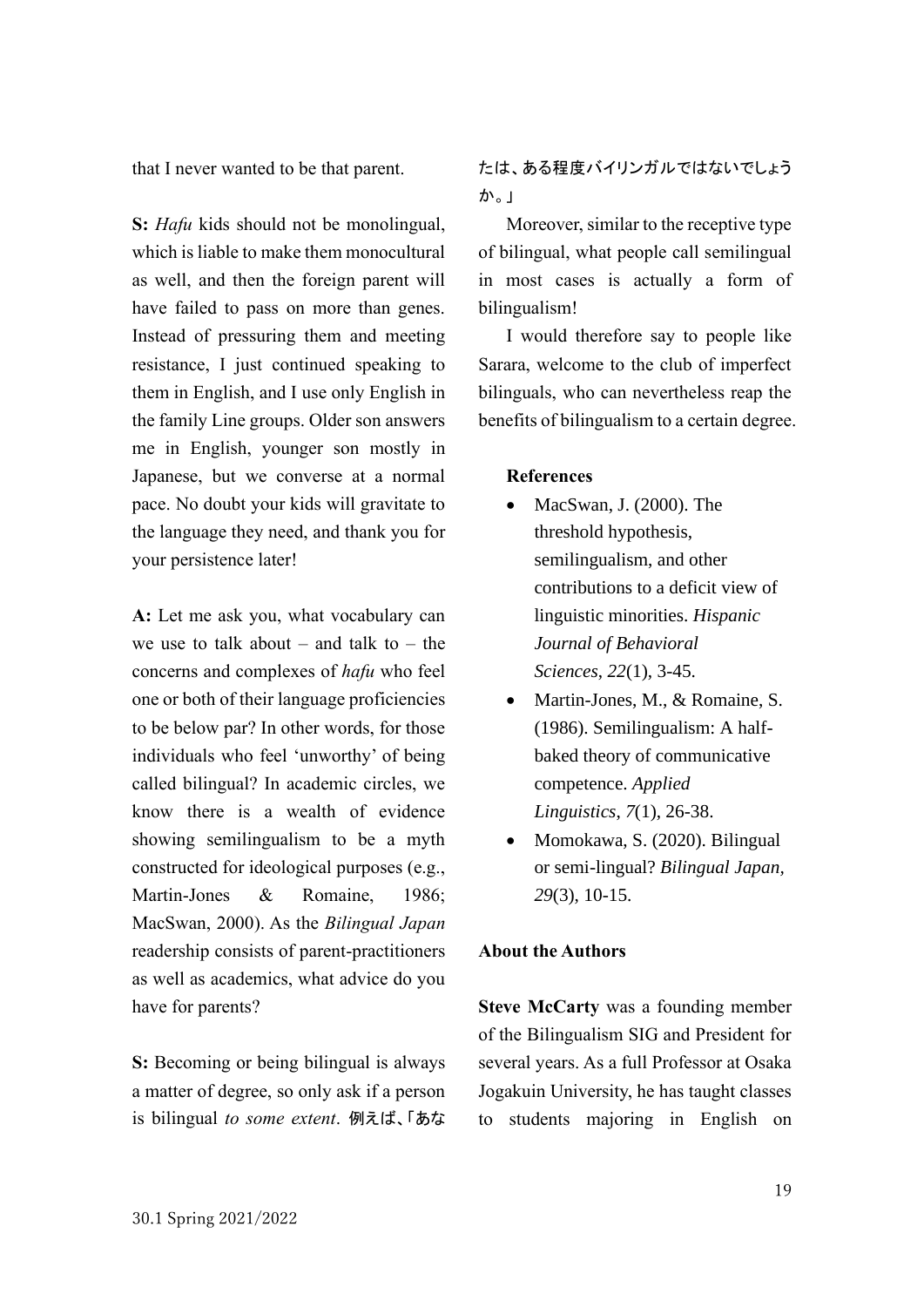that I never wanted to be that parent.

**S:** *Hafu* kids should not be monolingual, which is liable to make them monocultural as well, and then the foreign parent will have failed to pass on more than genes. Instead of pressuring them and meeting resistance, I just continued speaking to them in English, and I use only English in the family Line groups. Older son answers me in English, younger son mostly in Japanese, but we converse at a normal pace. No doubt your kids will gravitate to the language they need, and thank you for your persistence later!

**A:** Let me ask you, what vocabulary can we use to talk about – and talk to – the concerns and complexes of *hafu* who feel one or both of their language proficiencies to be below par? In other words, for those individuals who feel 'unworthy' of being called bilingual? In academic circles, we know there is a wealth of evidence showing semilingualism to be a myth constructed for ideological purposes (e.g., Martin-Jones & Romaine, 1986; MacSwan, 2000). As the *Bilingual Japan* readership consists of parent-practitioners as well as academics, what advice do you have for parents?

**S:** Becoming or being bilingual is always a matter of degree, so only ask if a person is bilingual *to some extent*. 例えば、「あなたは、ある程度バイリンガルではないでしょうか。」

Moreover, similar to the receptive type of bilingual, what people call semilingual in most cases is actually a form of bilingualism!

I would therefore say to people like Sarara, welcome to the club of imperfect bilinguals, who can nevertheless reap the benefits of bilingualism to a certain degree.

**References**

- MacSwan, J. (2000). The threshold hypothesis, semilingualism, and other contributions to a deficit view of linguistic minorities. *Hispanic Journal of Behavioral Sciences*, *22*(1), 3-45.
- Martin-Jones, M., & Romaine, S. (1986). Semilingualism: A half-baked theory of communicative competence. *Applied Linguistics*, *7*(1), 26-38.
- Momokawa, S. (2020). Bilingual or semi-lingual? *Bilingual Japan, 29*(3), 10-15.

**About the Authors**

**Steve McCarty** was a founding member of the Bilingualism SIG and President for several years. As a full Professor at Osaka Jogakuin University, he has taught classes to students majoring in English on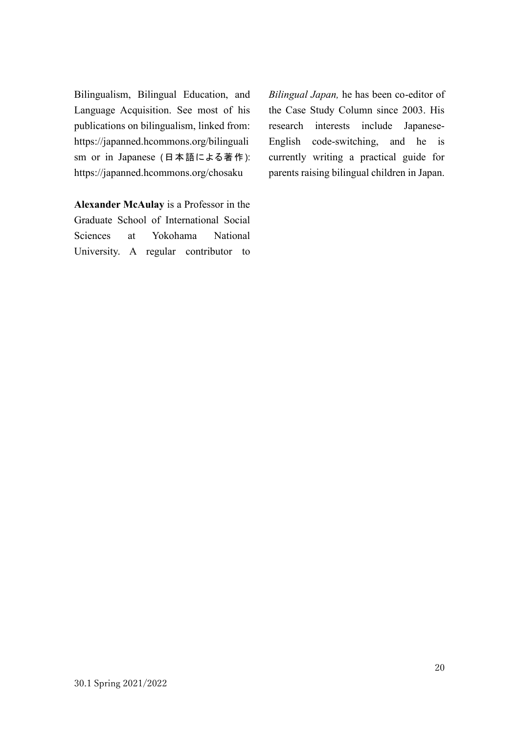Bilingualism, Bilingual Education, and Language Acquisition. See most of his publications on bilingualism, linked from: https://japanned.hcommons.org/bilingualism or in Japanese (日本語による著作): https://japanned.hcommons.org/chosaku

**Alexander McAulay** is a Professor in the Graduate School of International Social Sciences at Yokohama National University. A regular contributor to *Bilingual Japan,* he has been co-editor of the Case Study Column since 2003. His research interests include Japanese-English code-switching, and he is currently writing a practical guide for parents raising bilingual children in Japan.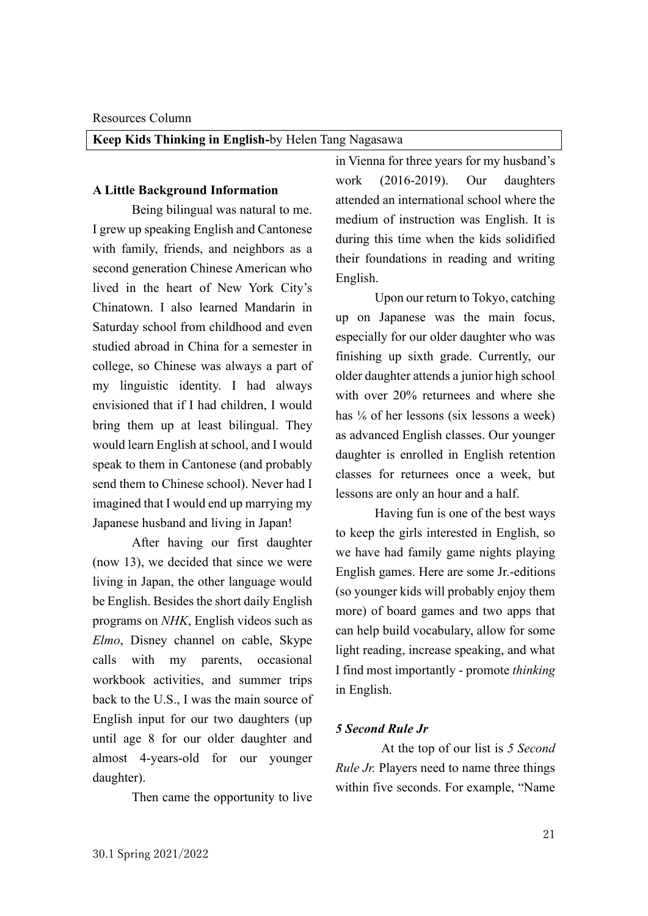Resources Column

## **Keep Kids Thinking in English-**by Helen Tang Nagasawa

### A Little Background Information

Being bilingual was natural to me. I grew up speaking English and Cantonese with family, friends, and neighbors as a second generation Chinese American who lived in the heart of New York City's Chinatown. I also learned Mandarin in Saturday school from childhood and even studied abroad in China for a semester in college, so Chinese was always a part of my linguistic identity. I had always envisioned that if I had children, I would bring them up at least bilingual. They would learn English at school, and I would speak to them in Cantonese (and probably send them to Chinese school). Never had I imagined that I would end up marrying my Japanese husband and living in Japan!

After having our first daughter (now 13), we decided that since we were living in Japan, the other language would be English. Besides the short daily English programs on *NHK*, English videos such as *Elmo*, Disney channel on cable, Skype calls with my parents, occasional workbook activities, and summer trips back to the U.S., I was the main source of English input for our two daughters (up until age 8 for our older daughter and almost 4-years-old for our younger daughter).

Then came the opportunity to live in Vienna for three years for my husband's work (2016-2019). Our daughters attended an international school where the medium of instruction was English. It is during this time when the kids solidified their foundations in reading and writing English.

Upon our return to Tokyo, catching up on Japanese was the main focus, especially for our older daughter who was finishing up sixth grade. Currently, our older daughter attends a junior high school with over 20% returnees and where she has ⅙ of her lessons (six lessons a week) as advanced English classes. Our younger daughter is enrolled in English retention classes for returnees once a week, but lessons are only an hour and a half.

Having fun is one of the best ways to keep the girls interested in English, so we have had family game nights playing English games. Here are some Jr.-editions (so younger kids will probably enjoy them more) of board games and two apps that can help build vocabulary, allow for some light reading, increase speaking, and what I find most importantly - promote *thinking* in English.

### *5 Second Rule Jr*

At the top of our list is *5 Second Rule Jr.* Players need to name three things within five seconds. For example, "Name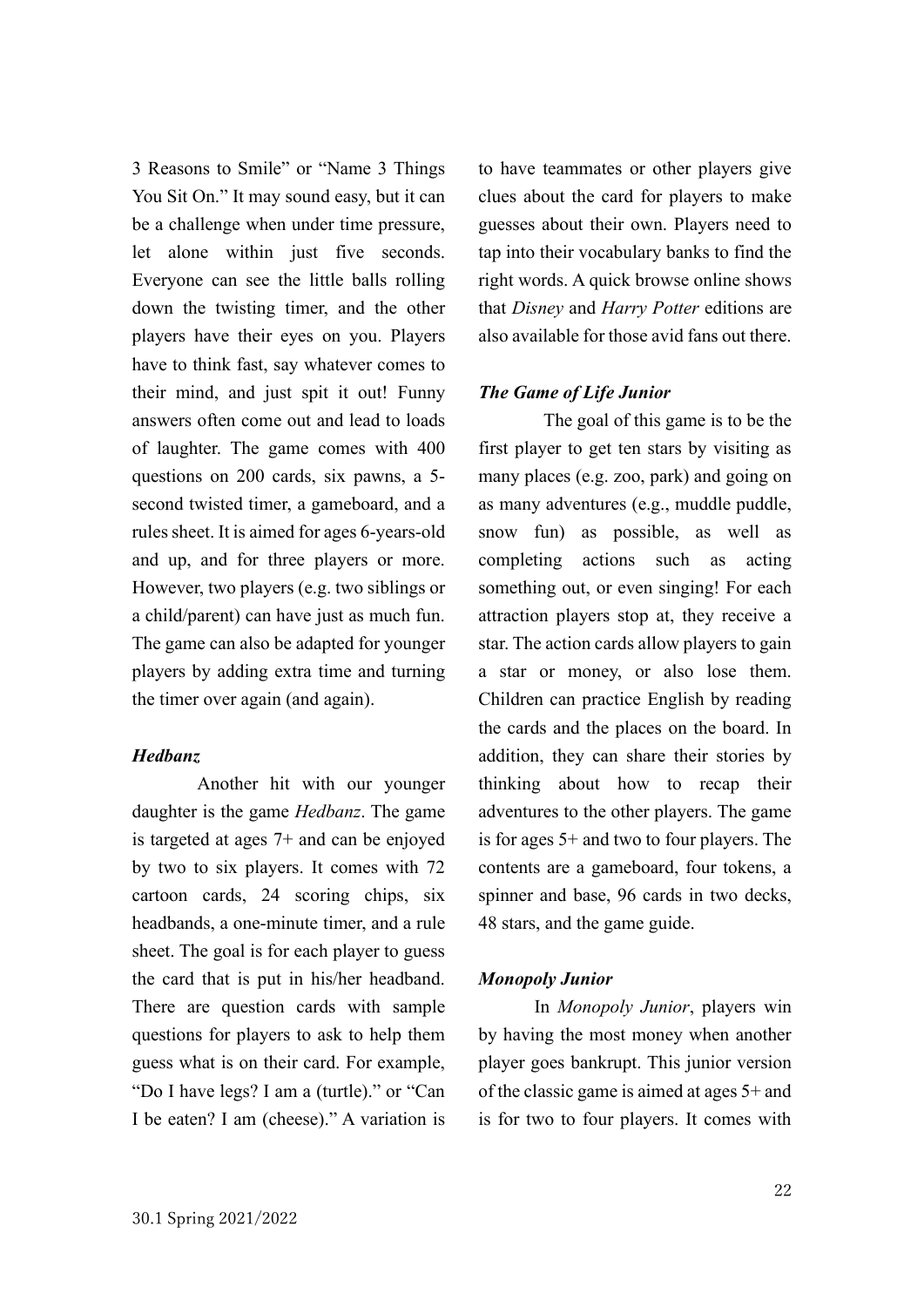3 Reasons to Smile" or "Name 3 Things You Sit On." It may sound easy, but it can be a challenge when under time pressure, let alone within just five seconds. Everyone can see the little balls rolling down the twisting timer, and the other players have their eyes on you. Players have to think fast, say whatever comes to their mind, and just spit it out! Funny answers often come out and lead to loads of laughter. The game comes with 400 questions on 200 cards, six pawns, a 5-second twisted timer, a gameboard, and a rules sheet. It is aimed for ages 6-years-old and up, and for three players or more. However, two players (e.g. two siblings or a child/parent) can have just as much fun. The game can also be adapted for younger players by adding extra time and turning the timer over again (and again).

***Hedbanz***

Another hit with our younger daughter is the game *Hedbanz*. The game is targeted at ages 7+ and can be enjoyed by two to six players. It comes with 72 cartoon cards, 24 scoring chips, six headbands, a one-minute timer, and a rule sheet. The goal is for each player to guess the card that is put in his/her headband. There are question cards with sample questions for players to ask to help them guess what is on their card. For example, "Do I have legs? I am a (turtle)." or "Can I be eaten? I am (cheese)." A variation is to have teammates or other players give clues about the card for players to make guesses about their own. Players need to tap into their vocabulary banks to find the right words. A quick browse online shows that *Disney* and *Harry Potter* editions are also available for those avid fans out there.

***The Game of Life Junior***

The goal of this game is to be the first player to get ten stars by visiting as many places (e.g. zoo, park) and going on as many adventures (e.g., muddle puddle, snow fun) as possible, as well as completing actions such as acting something out, or even singing! For each attraction players stop at, they receive a star. The action cards allow players to gain a star or money, or also lose them. Children can practice English by reading the cards and the places on the board. In addition, they can share their stories by thinking about how to recap their adventures to the other players. The game is for ages 5+ and two to four players. The contents are a gameboard, four tokens, a spinner and base, 96 cards in two decks, 48 stars, and the game guide.

***Monopoly Junior***

In *Monopoly Junior*, players win by having the most money when another player goes bankrupt. This junior version of the classic game is aimed at ages 5+ and is for two to four players. It comes with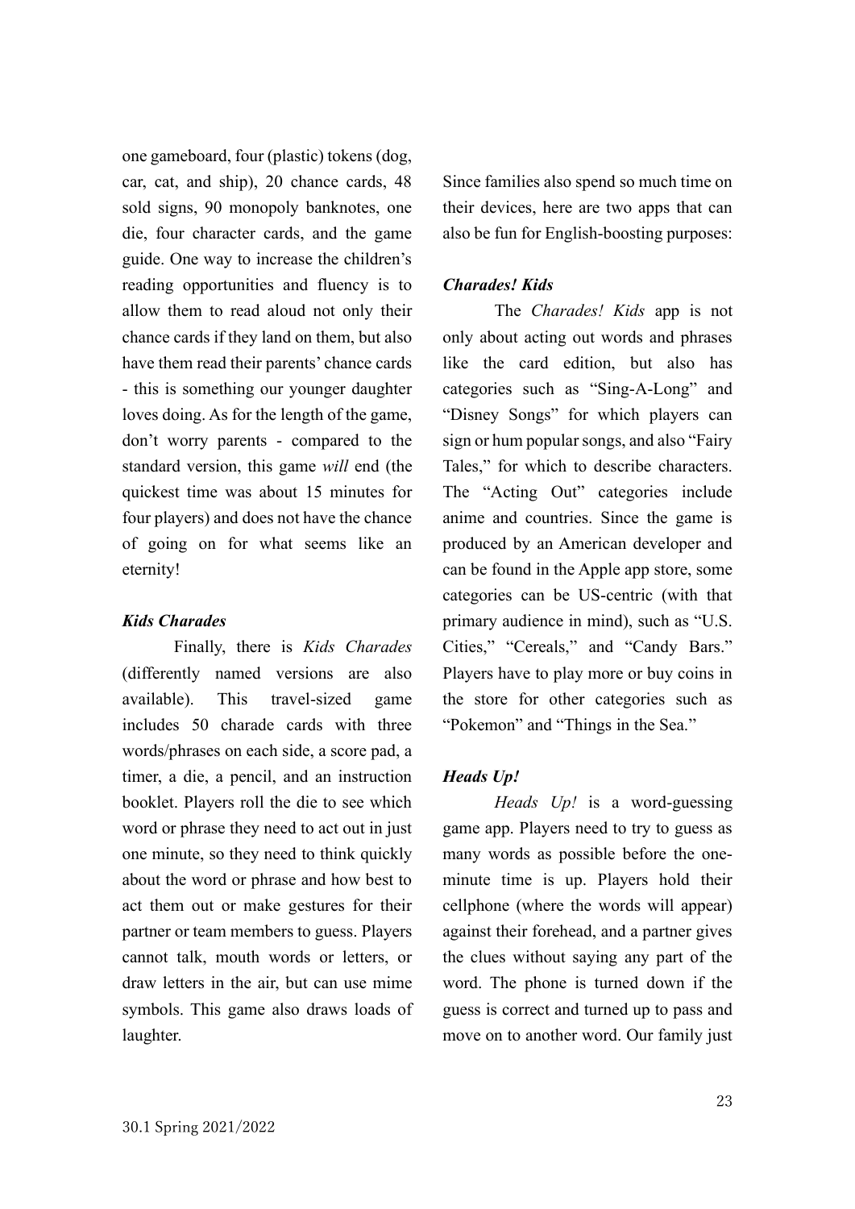one gameboard, four (plastic) tokens (dog, car, cat, and ship), 20 chance cards, 48 sold signs, 90 monopoly banknotes, one die, four character cards, and the game guide. One way to increase the children's reading opportunities and fluency is to allow them to read aloud not only their chance cards if they land on them, but also have them read their parents' chance cards - this is something our younger daughter loves doing. As for the length of the game, don't worry parents - compared to the standard version, this game *will* end (the quickest time was about 15 minutes for four players) and does not have the chance of going on for what seems like an eternity!

### *Kids Charades*

Finally, there is *Kids Charades* (differently named versions are also available). This travel-sized game includes 50 charade cards with three words/phrases on each side, a score pad, a timer, a die, a pencil, and an instruction booklet. Players roll the die to see which word or phrase they need to act out in just one minute, so they need to think quickly about the word or phrase and how best to act them out or make gestures for their partner or team members to guess. Players cannot talk, mouth words or letters, or draw letters in the air, but can use mime symbols. This game also draws loads of laughter.

Since families also spend so much time on their devices, here are two apps that can also be fun for English-boosting purposes:

### *Charades! Kids*

The *Charades! Kids* app is not only about acting out words and phrases like the card edition, but also has categories such as "Sing-A-Long" and "Disney Songs" for which players can sign or hum popular songs, and also "Fairy Tales," for which to describe characters. The "Acting Out" categories include anime and countries. Since the game is produced by an American developer and can be found in the Apple app store, some categories can be US-centric (with that primary audience in mind), such as "U.S. Cities," "Cereals," and "Candy Bars." Players have to play more or buy coins in the store for other categories such as "Pokemon" and "Things in the Sea."

### *Heads Up!*

*Heads Up!* is a word-guessing game app. Players need to try to guess as many words as possible before the one-minute time is up. Players hold their cellphone (where the words will appear) against their forehead, and a partner gives the clues without saying any part of the word. The phone is turned down if the guess is correct and turned up to pass and move on to another word. Our family just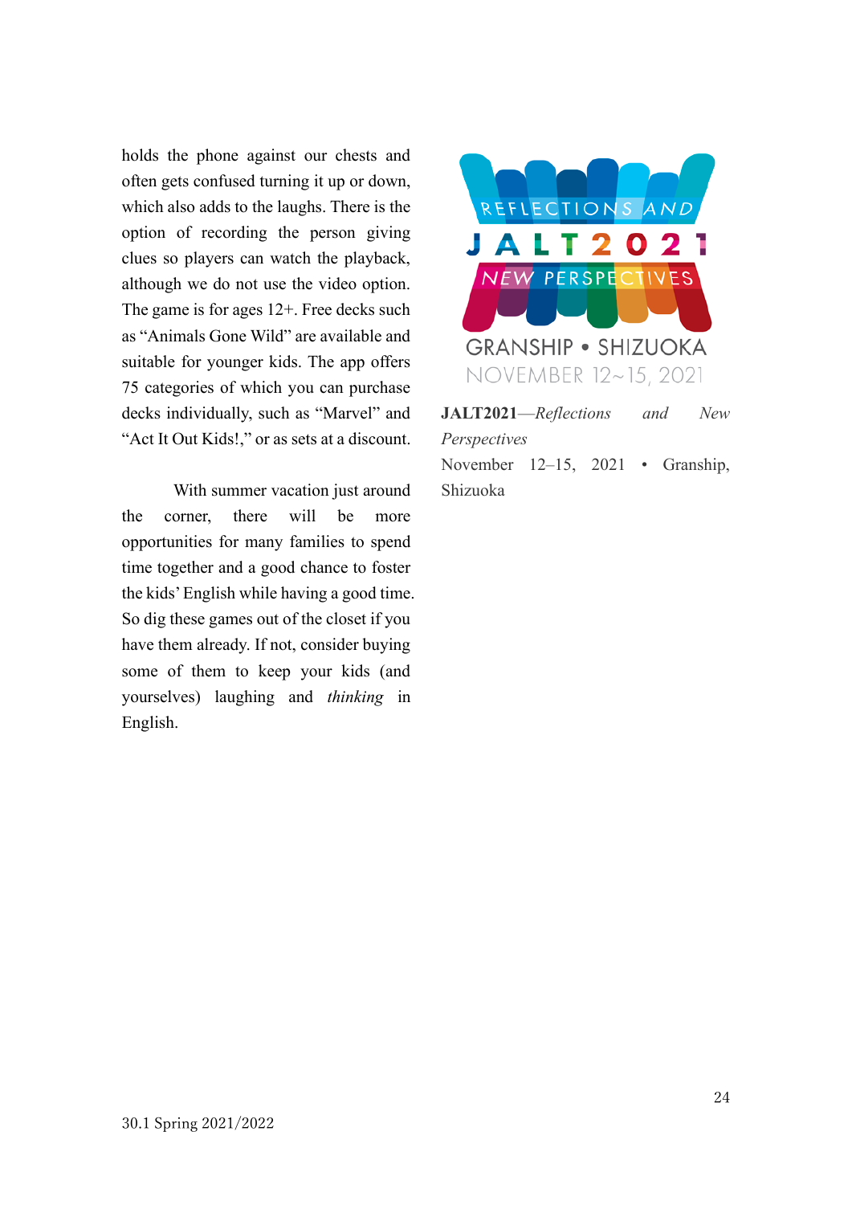holds the phone against our chests and often gets confused turning it up or down, which also adds to the laughs. There is the option of recording the person giving clues so players can watch the playback, although we do not use the video option. The game is for ages 12+. Free decks such as "Animals Gone Wild" are available and suitable for younger kids. The app offers 75 categories of which you can purchase decks individually, such as "Marvel" and "Act It Out Kids!," or as sets at a discount.

With summer vacation just around the corner, there will be more opportunities for many families to spend time together and a good chance to foster the kids' English while having a good time. So dig these games out of the closet if you have them already. If not, consider buying some of them to keep your kids (and yourselves) laughing and *thinking* in English.

REFLECTIONS AND
JALT2021
NEW PERSPECTIVES
GRANSHIP • SHIZUOKA
NOVEMBER 12~15, 2021

**JALT2021**—*Reflections and New Perspectives*

November 12–15, 2021 • Granship, Shizuoka